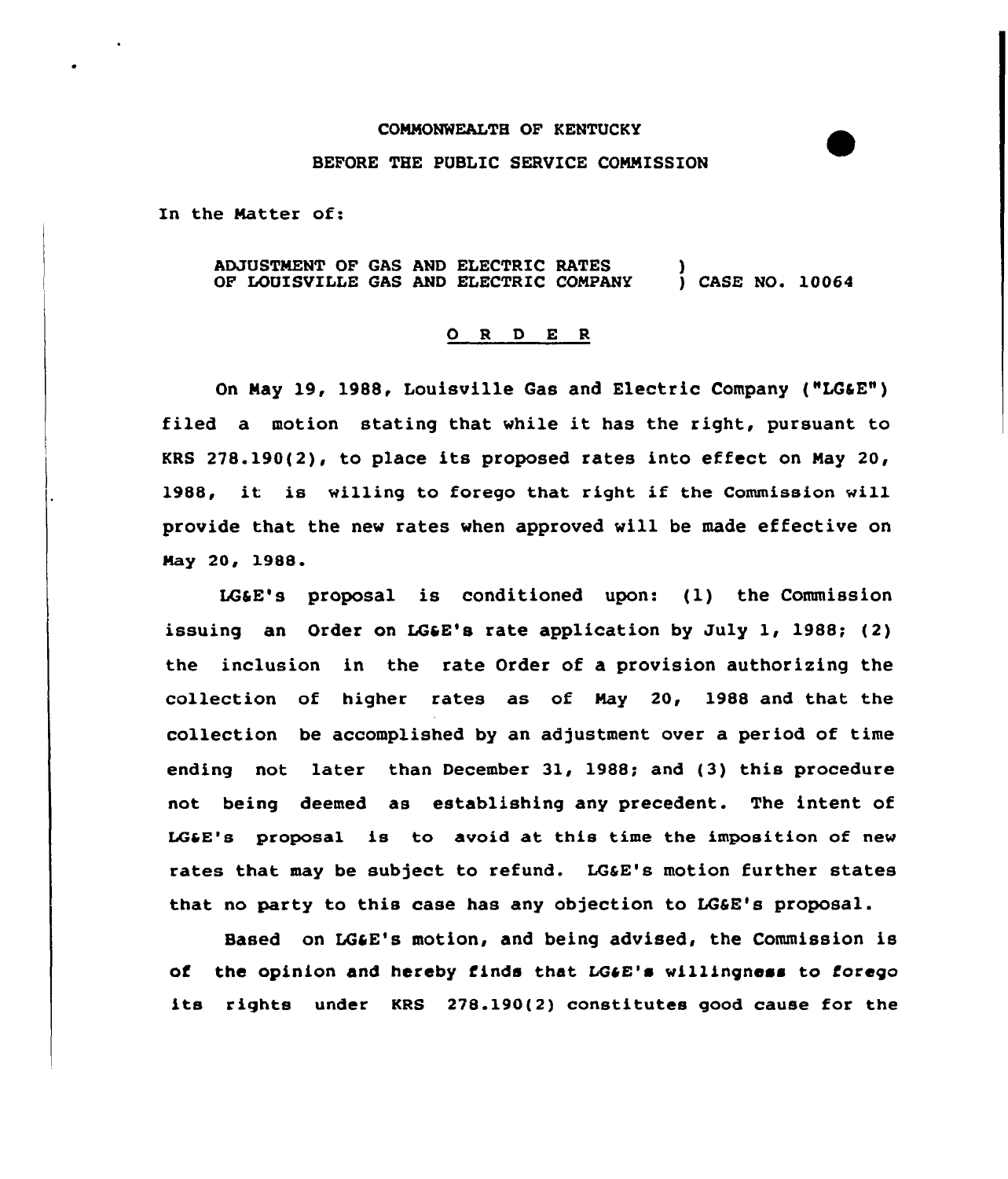COMMONWEALTH OF KENTUCKY

BEFORE THE PUBLIC SERVICE COMMISSION

In the Matter of:

ADJUSTMENT OF GAS AND ELECTRIC RATES OF LOUISVILLE GAS AND ELECTRIC COMPANY ) CASE NO. 10064

O R D E R

On May 19, 1988, Louisville Gas and Electric Company ("LG&E") filed a motion stating that while it has the right, pursuant to KRS 278.190(2), to place its proposed rates into effect on May 20, 1988, it is willing to forego that right if the Commission will provide that the new rates when approved will be made effective on May 20, 1988.

LG&E's proposal is conditioned upon: (1) the Commission issuing an Order on LG&E's rate application by July 1, 1988; (2) the inclusion in the rate Order of a provision authorizing the collection of higher rates as of May 20, 1988 and that the collection be accomplished by an adjustment over a period of time ending not later than December 31, 1988; and (3) this procedure not being deemed as establishing any precedent. The intent of LG&E's proposal is to avoid at this time the imposition of new rates that may be subject to refund. LG&E's motion further states that no party to this case has any objection to LG&E's proposal.

Based on LG&E's motion, and being advised, the Commission is of the opinion and hereby finds that LG&E's willingness to forego its rights under KRS 278.190(2) constitutes good cause for the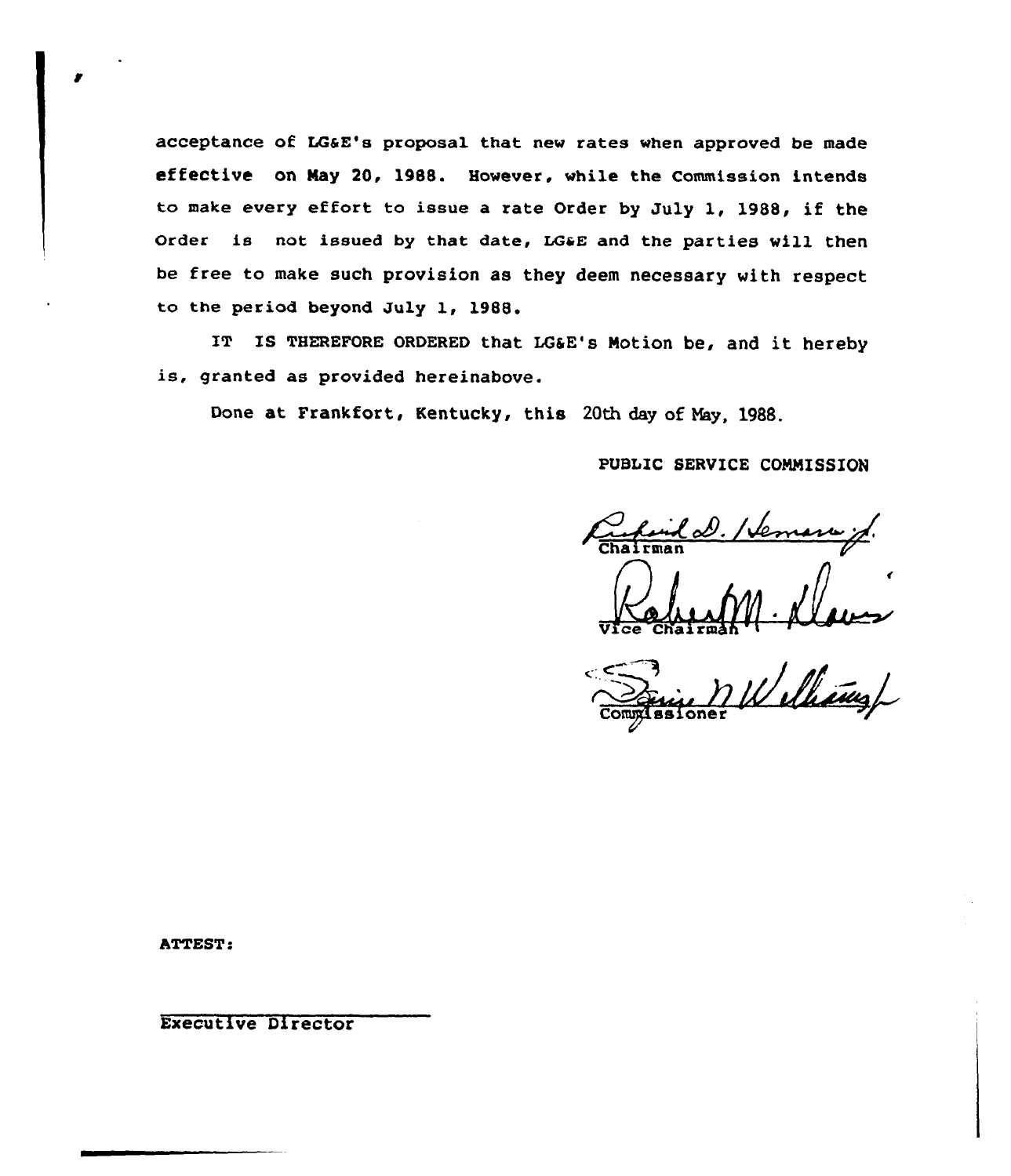acceptance of LG&E's proposal that new rates when approved be made effective on May 20, 1988. However, while the Commission intends to make every effort to issue a rate Order by July 1, 1988, if the Order is not issued by that date, LG&E and the parties will then be free to make such provision as they deem necessary with respect to the period beyond July 1, 1988.

IT IS THEREFORE ORDERED that LG&E's Motion be, and it hereby is, granted as provided hereinabove.

Done at Frankfort, Kentucky, this 20th day of May, 1988.

PUBLIC SERVICE COMMISSION

Chairman

Vice Chairman

Commissioner

ATTEST:

Executive Director